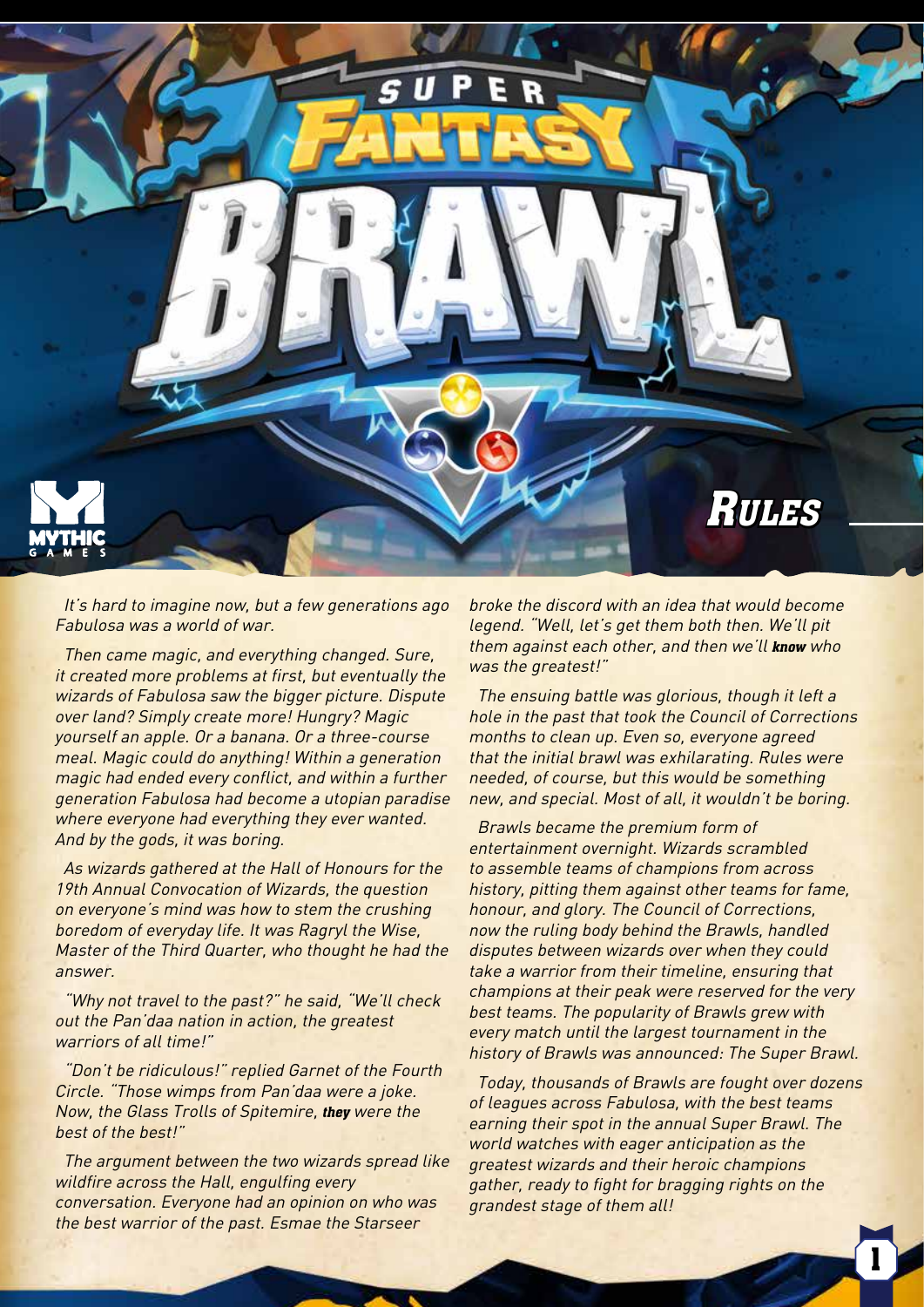# Super Fantasy Brawl

## Rules

*It's hard to imagine now, but a few generations ago Fabulosa was a world of war.*

*Then came magic, and everything changed. Sure, it created more problems at first, but eventually the wizards of Fabulosa saw the bigger picture. Dispute over land? Simply create more! Hungry? Magic yourself an apple. Or a banana. Or a three-course meal. Magic could do anything! Within a generation magic had ended every conflict, and within a further generation Fabulosa had become a utopian paradise where everyone had everything they ever wanted. And by the gods, it was boring.*

*As wizards gathered at the Hall of Honours for the 19th Annual Convocation of Wizards, the question on everyone's mind was how to stem the crushing boredom of everyday life. It was Ragryl the Wise, Master of the Third Quarter, who thought he had the answer.*

*"Why not travel to the past?" he said, "We'll check out the Pan'daa nation in action, the greatest warriors of all time!"*

*"Don't be ridiculous!" replied Garnet of the Fourth Circle. "Those wimps from Pan'daa were a joke. Now, the Glass Trolls of Spitemire,* ***they*** *were the best of the best!"*

*The argument between the two wizards spread like wildfire across the Hall, engulfing every conversation. Everyone had an opinion on who was the best warrior of the past. Esmae the Starseer broke the discord with an idea that would become legend. "Well, let's get them both then. We'll pit them against each other, and then we'll* ***know*** *who was the greatest!"*

*The ensuing battle was glorious, though it left a hole in the past that took the Council of Corrections months to clean up. Even so, everyone agreed that the initial brawl was exhilarating. Rules were needed, of course, but this would be something new, and special. Most of all, it wouldn't be boring.*

*Brawls became the premium form of entertainment overnight. Wizards scrambled to assemble teams of champions from across history, pitting them against other teams for fame, honour, and glory. The Council of Corrections, now the ruling body behind the Brawls, handled disputes between wizards over when they could take a warrior from their timeline, ensuring that champions at their peak were reserved for the very best teams. The popularity of Brawls grew with every match until the largest tournament in the history of Brawls was announced: The Super Brawl.*

*Today, thousands of Brawls are fought over dozens of leagues across Fabulosa, with the best teams earning their spot in the annual Super Brawl. The world watches with eager anticipation as the greatest wizards and their heroic champions gather, ready to fight for bragging rights on the grandest stage of them all!*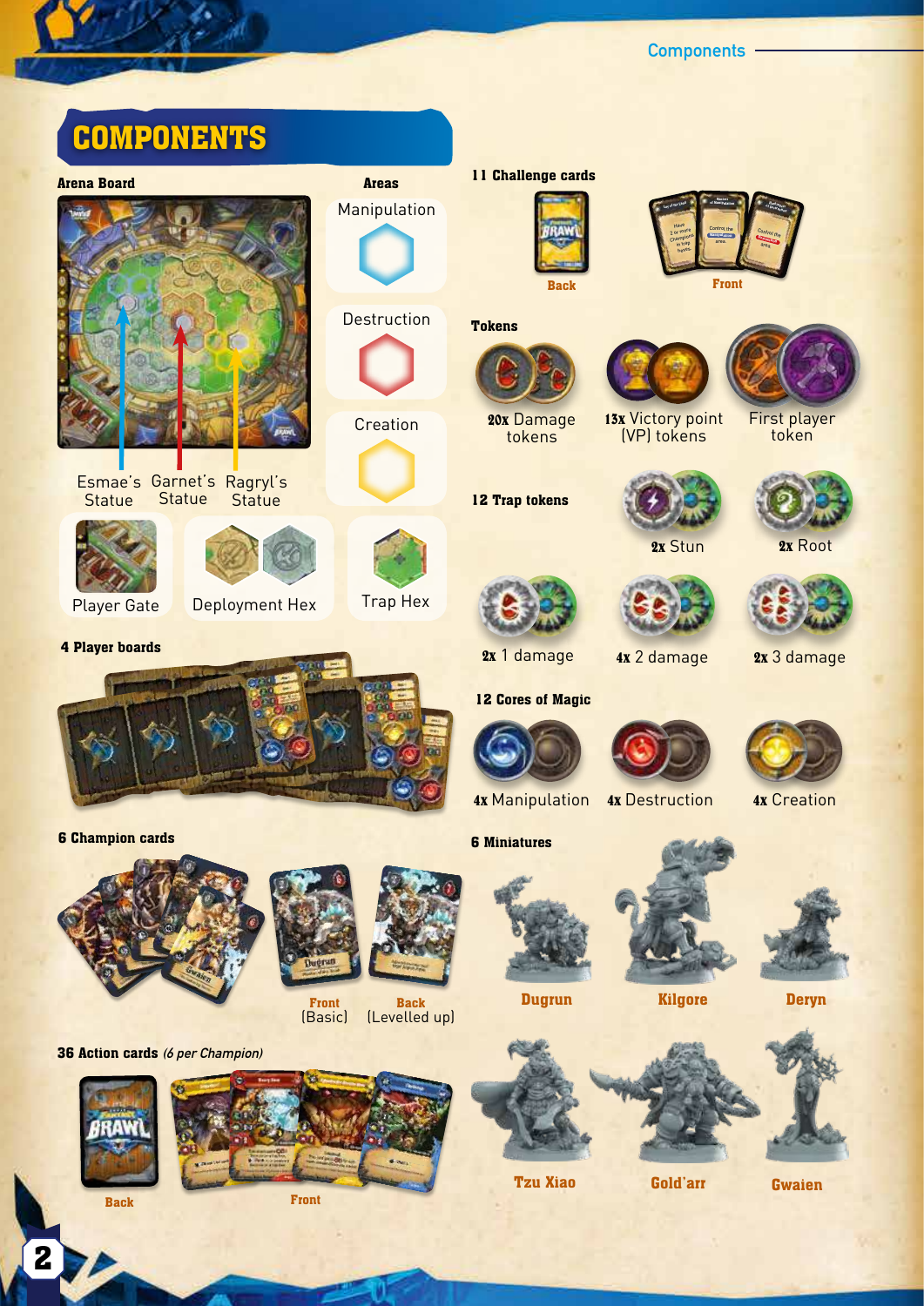# COMPONENTS

**Arena Board**

Esmae's Statue · Garnet's Statue · Ragryl's Statue

Player Gate · Deployment Hex · Trap Hex

**Areas**

- Manipulation
- Destruction
- Creation

**4 Player boards**

**6 Champion cards**

Front (Basic) · Back (Levelled up)

**36 Action cards** *(6 per Champion)*

Back · Front

**11 Challenge cards**

Back · Front

**Tokens**

- **20x** Damage tokens
- **13x** Victory point (VP) tokens
- First player token

**12 Trap tokens**

- **2x** Stun
- **2x** Root
- **2x** 1 damage
- **4x** 2 damage
- **2x** 3 damage

**12 Cores of Magic**

- **4x** Manipulation
- **4x** Destruction
- **4x** Creation

**6 Miniatures**

- Dugrun
- Kilgore
- Deryn
- Tzu Xiao
- Gold'arr
- Gwaien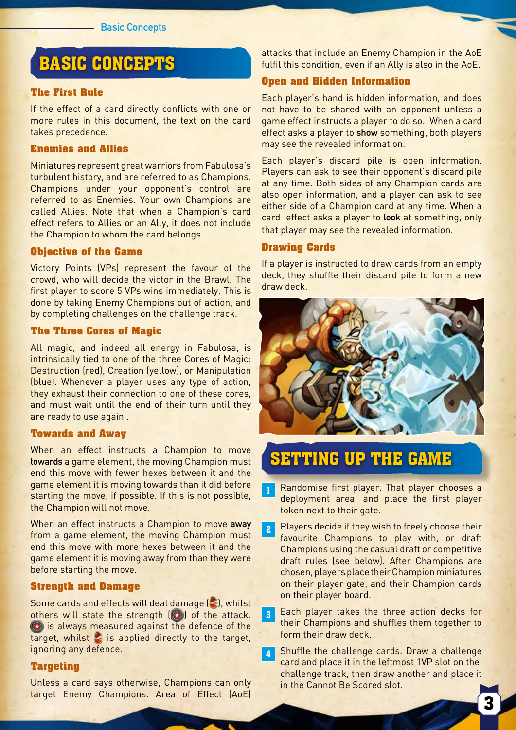# BASIC CONCEPTS

## The First Rule

If the effect of a card directly conflicts with one or more rules in this document, the text on the card takes precedence.

## Enemies and Allies

Miniatures represent great warriors from Fabulosa's turbulent history, and are referred to as Champions. Champions under your opponent's control are referred to as Enemies. Your own Champions are called Allies. Note that when a Champion's card effect refers to Allies or an Ally, it does not include the Champion to whom the card belongs.

## Objective of the Game

Victory Points (VPs) represent the favour of the crowd, who will decide the victor in the Brawl. The first player to score 5 VPs wins immediately. This is done by taking Enemy Champions out of action, and by completing challenges on the challenge track.

## The Three Cores of Magic

All magic, and indeed all energy in Fabulosa, is intrinsically tied to one of the three Cores of Magic: Destruction (red), Creation (yellow), or Manipulation (blue). Whenever a player uses any type of action, they exhaust their connection to one of these cores, and must wait until the end of their turn until they are ready to use again .

## Towards and Away

When an effect instructs a Champion to move **towards** a game element, the moving Champion must end this move with fewer hexes between it and the game element it is moving towards than it did before starting the move, if possible. If this is not possible, the Champion will not move.

When an effect instructs a Champion to move **away** from a game element, the moving Champion must end this move with more hexes between it and the game element it is moving away from than they were before starting the move.

## Strength and Damage

Some cards and effects will deal damage ( ), whilst others will state the strength ( ) of the attack. is always measured against the defence of the target, whilst is applied directly to the target, ignoring any defence.

## Targeting

Unless a card says otherwise, Champions can only target Enemy Champions. Area of Effect (AoE) attacks that include an Enemy Champion in the AoE fulfil this condition, even if an Ally is also in the AoE.

## Open and Hidden Information

Each player's hand is hidden information, and does not have to be shared with an opponent unless a game effect instructs a player to do so. When a card effect asks a player to **show** something, both players may see the revealed information.

Each player's discard pile is open information. Players can ask to see their opponent's discard pile at any time. Both sides of any Champion cards are also open information, and a player can ask to see either side of a Champion card at any time. When a card effect asks a player to **look** at something, only that player may see the revealed information.

## Drawing Cards

If a player is instructed to draw cards from an empty deck, they shuffle their discard pile to form a new draw deck.

# SETTING UP THE GAME

1. Randomise first player. That player chooses a deployment area, and place the first player token next to their gate.
2. Players decide if they wish to freely choose their favourite Champions to play with, or draft Champions using the casual draft or competitive draft rules (see below). After Champions are chosen, players place their Champion miniatures on their player gate, and their Champion cards on their player board.
3. Each player takes the three action decks for their Champions and shuffles them together to form their draw deck.
4. Shuffle the challenge cards. Draw a challenge card and place it in the leftmost 1VP slot on the challenge track, then draw another and place it in the Cannot Be Scored slot.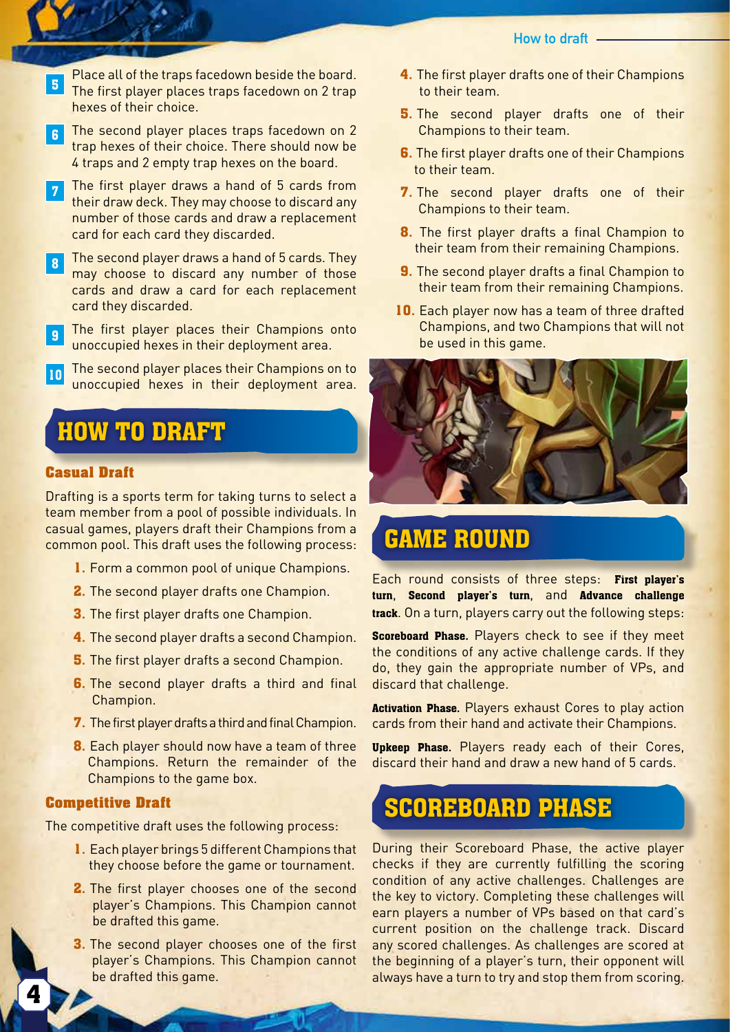5. Place all of the traps facedown beside the board. The first player places traps facedown on 2 trap hexes of their choice.
6. The second player places traps facedown on 2 trap hexes of their choice. There should now be 4 traps and 2 empty trap hexes on the board.
7. The first player draws a hand of 5 cards from their draw deck. They may choose to discard any number of those cards and draw a replacement card for each card they discarded.
8. The second player draws a hand of 5 cards. They may choose to discard any number of those cards and draw a card for each replacement card they discarded.
9. The first player places their Champions onto unoccupied hexes in their deployment area.
10. The second player places their Champions on to unoccupied hexes in their deployment area.

# HOW TO DRAFT

## Casual Draft

Drafting is a sports term for taking turns to select a team member from a pool of possible individuals. In casual games, players draft their Champions from a common pool. This draft uses the following process:

1. Form a common pool of unique Champions.
2. The second player drafts one Champion.
3. The first player drafts one Champion.
4. The second player drafts a second Champion.
5. The first player drafts a second Champion.
6. The second player drafts a third and final Champion.
7. The first player drafts a third and final Champion.
8. Each player should now have a team of three Champions. Return the remainder of the Champions to the game box.

## Competitive Draft

The competitive draft uses the following process:

1. Each player brings 5 different Champions that they choose before the game or tournament.
2. The first player chooses one of the second player's Champions. This Champion cannot be drafted this game.
3. The second player chooses one of the first player's Champions. This Champion cannot be drafted this game.
4. The first player drafts one of their Champions to their team.
5. The second player drafts one of their Champions to their team.
6. The first player drafts one of their Champions to their team.
7. The second player drafts one of their Champions to their team.
8. The first player drafts a final Champion to their team from their remaining Champions.
9. The second player drafts a final Champion to their team from their remaining Champions.
10. Each player now has a team of three drafted Champions, and two Champions that will not be used in this game.

# GAME ROUND

Each round consists of three steps: **First player's turn**, **Second player's turn**, and **Advance challenge track**. On a turn, players carry out the following steps:

**Scoreboard Phase.** Players check to see if they meet the conditions of any active challenge cards. If they do, they gain the appropriate number of VPs, and discard that challenge.

**Activation Phase.** Players exhaust Cores to play action cards from their hand and activate their Champions.

**Upkeep Phase.** Players ready each of their Cores, discard their hand and draw a new hand of 5 cards.

# SCOREBOARD PHASE

During their Scoreboard Phase, the active player checks if they are currently fulfilling the scoring condition of any active challenges. Challenges are the key to victory. Completing these challenges will earn players a number of VPs based on that card's current position on the challenge track. Discard any scored challenges. As challenges are scored at the beginning of a player's turn, their opponent will always have a turn to try and stop them from scoring.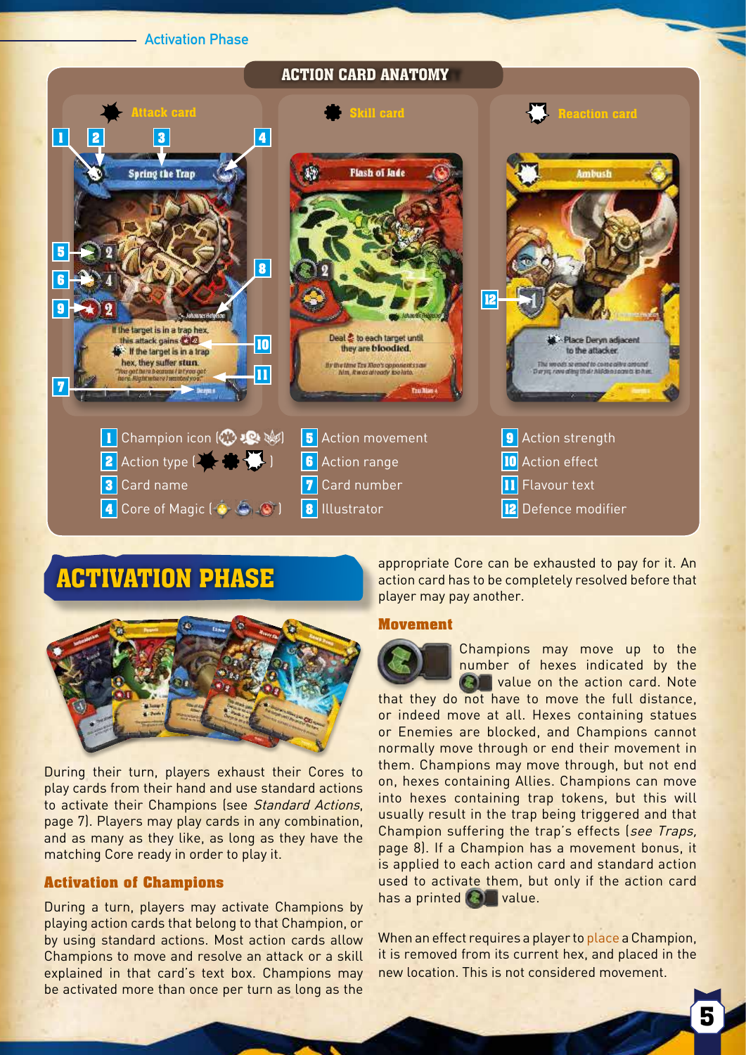## ACTION CARD ANATOMY

**Attack card** — **Skill card** — **Reaction card**

1. Champion icon
2. Action type
3. Card name
4. Core of Magic
5. Action movement
6. Action range
7. Card number
8. Illustrator
9. Action strength
10. Action effect
11. Flavour text
12. Defence modifier

# ACTIVATION PHASE

During their turn, players exhaust their Cores to play cards from their hand and use standard actions to activate their Champions (see *Standard Actions*, page 7). Players may play cards in any combination, and as many as they like, as long as they have the matching Core ready in order to play it.

### Activation of Champions

During a turn, players may activate Champions by playing action cards that belong to that Champion, or by using standard actions. Most action cards allow Champions to move and resolve an attack or a skill explained in that card's text box. Champions may be activated more than once per turn as long as the appropriate Core can be exhausted to pay for it. An action card has to be completely resolved before that player may pay another.

### Movement

Champions may move up to the number of hexes indicated by the value on the action card. Note that they do not have to move the full distance, or indeed move at all. Hexes containing statues or Enemies are blocked, and Champions cannot normally move through or end their movement in them. Champions may move through, but not end on, hexes containing Allies. Champions can move into hexes containing trap tokens, but this will usually result in the trap being triggered and that Champion suffering the trap's effects (*see Traps*, page 8). If a Champion has a movement bonus, it is applied to each action card and standard action used to activate them, but only if the action card has a printed value.

When an effect requires a player to place a Champion, it is removed from its current hex, and placed in the new location. This is not considered movement.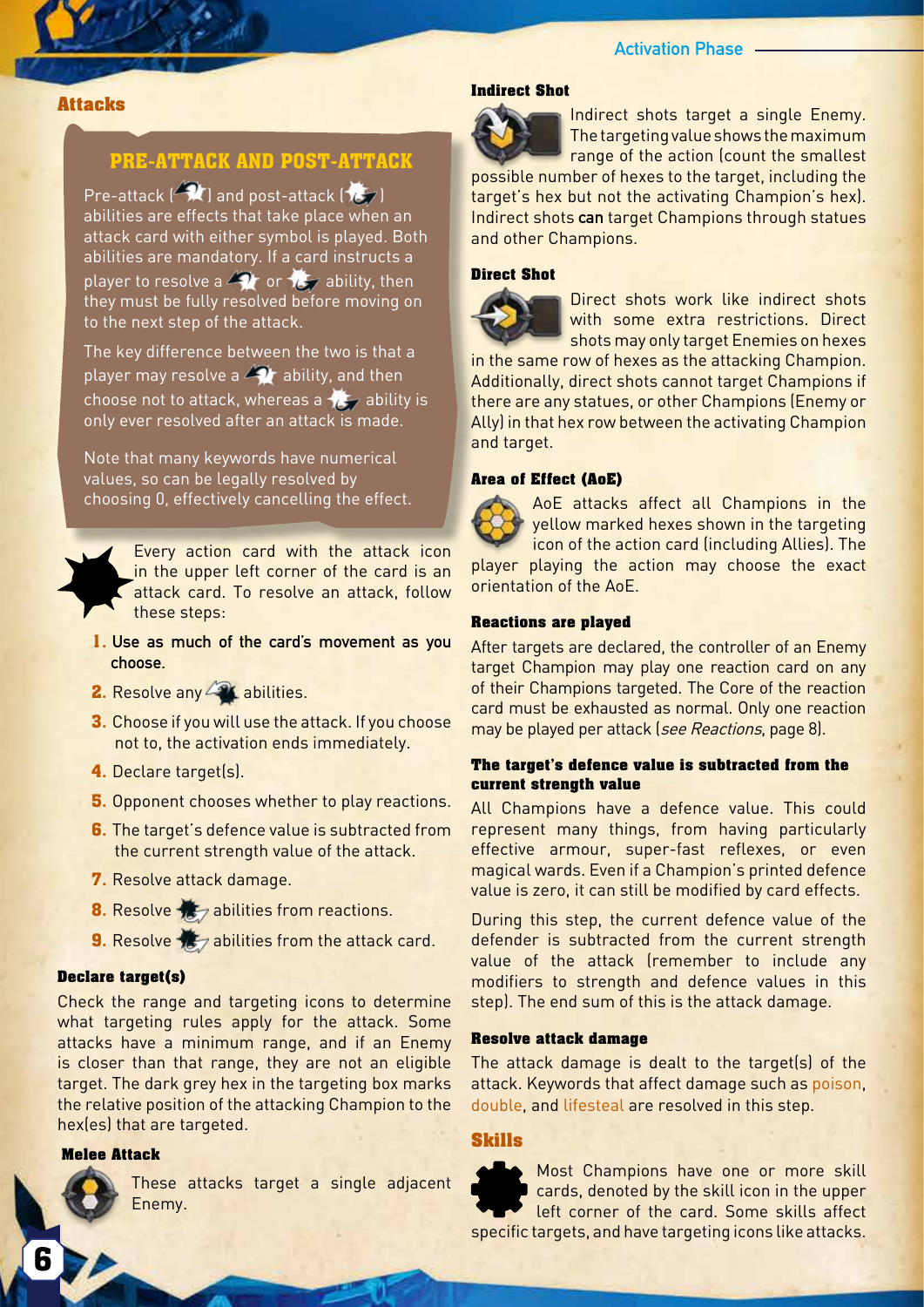## Attacks

### PRE-ATTACK AND POST-ATTACK

Pre-attack ( ) and post-attack ( ) abilities are effects that take place when an attack card with either symbol is played. Both abilities are mandatory. If a card instructs a player to resolve a  or  ability, then they must be fully resolved before moving on to the next step of the attack.

The key difference between the two is that a player may resolve a  ability, and then choose not to attack, whereas a  ability is only ever resolved after an attack is made.

Note that many keywords have numerical values, so can be legally resolved by choosing 0, effectively cancelling the effect.

Every action card with the attack icon in the upper left corner of the card is an attack card. To resolve an attack, follow these steps:

1. Use as much of the card's movement as you choose.
2. Resolve any  abilities.
3. Choose if you will use the attack. If you choose not to, the activation ends immediately.
4. Declare target(s).
5. Opponent chooses whether to play reactions.
6. The target's defence value is subtracted from the current strength value of the attack.
7. Resolve attack damage.
8. Resolve  abilities from reactions.
9. Resolve  abilities from the attack card.

#### Declare target(s)

Check the range and targeting icons to determine what targeting rules apply for the attack. Some attacks have a minimum range, and if an Enemy is closer than that range, they are not an eligible target. The dark grey hex in the targeting box marks the relative position of the attacking Champion to the hex(es) that are targeted.

#### Melee Attack

These attacks target a single adjacent Enemy.

#### Indirect Shot

Indirect shots target a single Enemy. The targeting value shows the maximum range of the action (count the smallest possible number of hexes to the target, including the target's hex but not the activating Champion's hex). Indirect shots **can** target Champions through statues and other Champions.

#### Direct Shot

Direct shots work like indirect shots with some extra restrictions. Direct shots may only target Enemies on hexes in the same row of hexes as the attacking Champion. Additionally, direct shots cannot target Champions if there are any statues, or other Champions (Enemy or Ally) in that hex row between the activating Champion and target.

#### Area of Effect (AoE)

AoE attacks affect all Champions in the yellow marked hexes shown in the targeting icon of the action card (including Allies). The player playing the action may choose the exact orientation of the AoE.

#### Reactions are played

After targets are declared, the controller of an Enemy target Champion may play one reaction card on any of their Champions targeted. The Core of the reaction card must be exhausted as normal. Only one reaction may be played per attack (*see Reactions*, page 8).

#### The target's defence value is subtracted from the current strength value

All Champions have a defence value. This could represent many things, from having particularly effective armour, super-fast reflexes, or even magical wards. Even if a Champion's printed defence value is zero, it can still be modified by card effects.

During this step, the current defence value of the defender is subtracted from the current strength value of the attack (remember to include any modifiers to strength and defence values in this step). The end sum of this is the attack damage.

#### Resolve attack damage

The attack damage is dealt to the target(s) of the attack. Keywords that affect damage such as poison, double, and lifesteal are resolved in this step.

## Skills

Most Champions have one or more skill cards, denoted by the skill icon in the upper left corner of the card. Some skills affect specific targets, and have targeting icons like attacks.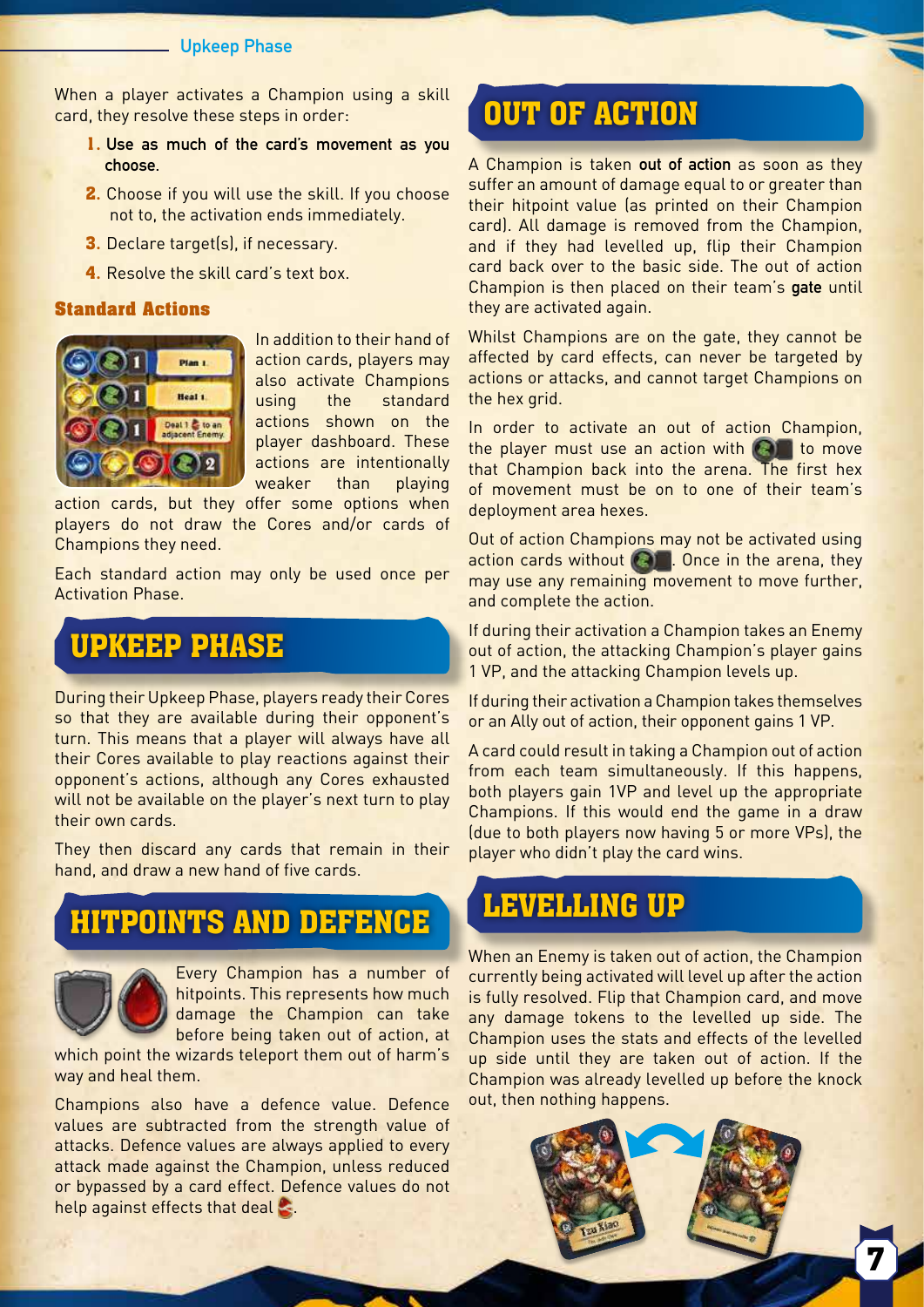When a player activates a Champion using a skill card, they resolve these steps in order:

1. **Use as much of the card's movement as you choose.**
2. Choose if you will use the skill. If you choose not to, the activation ends immediately.
3. Declare target(s), if necessary.
4. Resolve the skill card's text box.

### Standard Actions

In addition to their hand of action cards, players may also activate Champions using the standard actions shown on the player dashboard. These actions are intentionally weaker than playing action cards, but they offer some options when players do not draw the Cores and/or cards of Champions they need.

Each standard action may only be used once per Activation Phase.

## UPKEEP PHASE

During their Upkeep Phase, players ready their Cores so that they are available during their opponent's turn. This means that a player will always have all their Cores available to play reactions against their opponent's actions, although any Cores exhausted will not be available on the player's next turn to play their own cards.

They then discard any cards that remain in their hand, and draw a new hand of five cards.

## HITPOINTS AND DEFENCE

Every Champion has a number of hitpoints. This represents how much damage the Champion can take before being taken out of action, at which point the wizards teleport them out of harm's way and heal them.

Champions also have a defence value. Defence values are subtracted from the strength value of attacks. Defence values are always applied to every attack made against the Champion, unless reduced or bypassed by a card effect. Defence values do not help against effects that deal .

## OUT OF ACTION

A Champion is taken **out of action** as soon as they suffer an amount of damage equal to or greater than their hitpoint value (as printed on their Champion card). All damage is removed from the Champion, and if they had levelled up, flip their Champion card back over to the basic side. The out of action Champion is then placed on their team's **gate** until they are activated again.

Whilst Champions are on the gate, they cannot be affected by card effects, can never be targeted by actions or attacks, and cannot target Champions on the hex grid.

In order to activate an out of action Champion, the player must use an action with  to move that Champion back into the arena. The first hex of movement must be on to one of their team's deployment area hexes.

Out of action Champions may not be activated using action cards without . Once in the arena, they may use any remaining movement to move further, and complete the action.

If during their activation a Champion takes an Enemy out of action, the attacking Champion's player gains 1 VP, and the attacking Champion levels up.

If during their activation a Champion takes themselves or an Ally out of action, their opponent gains 1 VP.

A card could result in taking a Champion out of action from each team simultaneously. If this happens, both players gain 1VP and level up the appropriate Champions. If this would end the game in a draw (due to both players now having 5 or more VPs), the player who didn't play the card wins.

## LEVELLING UP

When an Enemy is taken out of action, the Champion currently being activated will level up after the action is fully resolved. Flip that Champion card, and move any damage tokens to the levelled up side. The Champion uses the stats and effects of the levelled up side until they are taken out of action. If the Champion was already levelled up before the knock out, then nothing happens.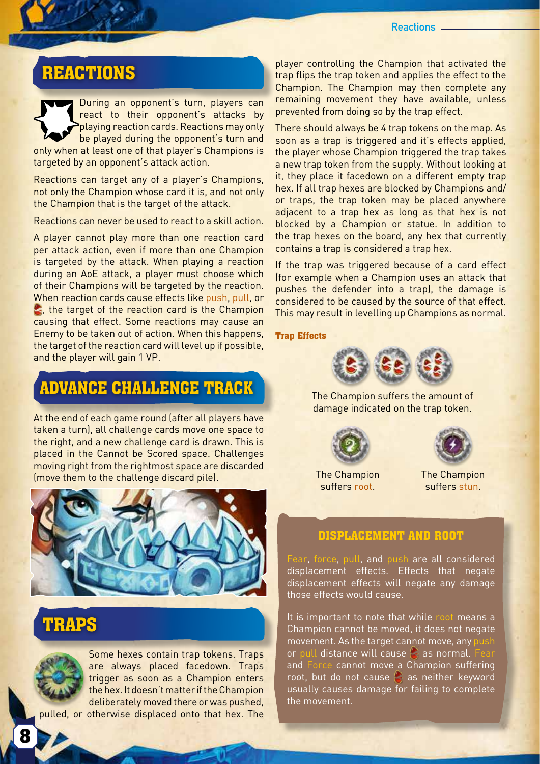## REACTIONS

During an opponent's turn, players can react to their opponent's attacks by playing reaction cards. Reactions may only be played during the opponent's turn and only when at least one of that player's Champions is targeted by an opponent's attack action.

Reactions can target any of a player's Champions, not only the Champion whose card it is, and not only the Champion that is the target of the attack.

Reactions can never be used to react to a skill action.

A player cannot play more than one reaction card per attack action, even if more than one Champion is targeted by the attack. When playing a reaction during an AoE attack, a player must choose which of their Champions will be targeted by the reaction. When reaction cards cause effects like push, pull, or , the target of the reaction card is the Champion causing that effect. Some reactions may cause an Enemy to be taken out of action. When this happens, the target of the reaction card will level up if possible, and the player will gain 1 VP.

## ADVANCE CHALLENGE TRACK

At the end of each game round (after all players have taken a turn), all challenge cards move one space to the right, and a new challenge card is drawn. This is placed in the Cannot be Scored space. Challenges moving right from the rightmost space are discarded (move them to the challenge discard pile).

## TRAPS

Some hexes contain trap tokens. Traps are always placed facedown. Traps trigger as soon as a Champion enters the hex. It doesn't matter if the Champion deliberately moved there or was pushed, pulled, or otherwise displaced onto that hex. The player controlling the Champion that activated the trap flips the trap token and applies the effect to the Champion. The Champion may then complete any remaining movement they have available, unless prevented from doing so by the trap effect.

There should always be 4 trap tokens on the map. As soon as a trap is triggered and it's effects applied, the player whose Champion triggered the trap takes a new trap token from the supply. Without looking at it, they place it facedown on a different empty trap hex. If all trap hexes are blocked by Champions and/or traps, the trap token may be placed anywhere adjacent to a trap hex as long as that hex is not blocked by a Champion or statue. In addition to the trap hexes on the board, any hex that currently contains a trap is considered a trap hex.

If the trap was triggered because of a card effect (for example when a Champion uses an attack that pushes the defender into a trap), the damage is considered to be caused by the source of that effect. This may result in levelling up Champions as normal.

### Trap Effects

The Champion suffers the amount of damage indicated on the trap token.

The Champion suffers root.

The Champion suffers stun.

### DISPLACEMENT AND ROOT

Fear, force, pull, and push are all considered displacement effects. Effects that negate displacement effects will negate any damage those effects would cause.

It is important to note that while root means a Champion cannot be moved, it does not negate movement. As the target cannot move, any push or pull distance will cause  as normal. Fear and Force cannot move a Champion suffering root, but do not cause  as neither keyword usually causes damage for failing to complete the movement.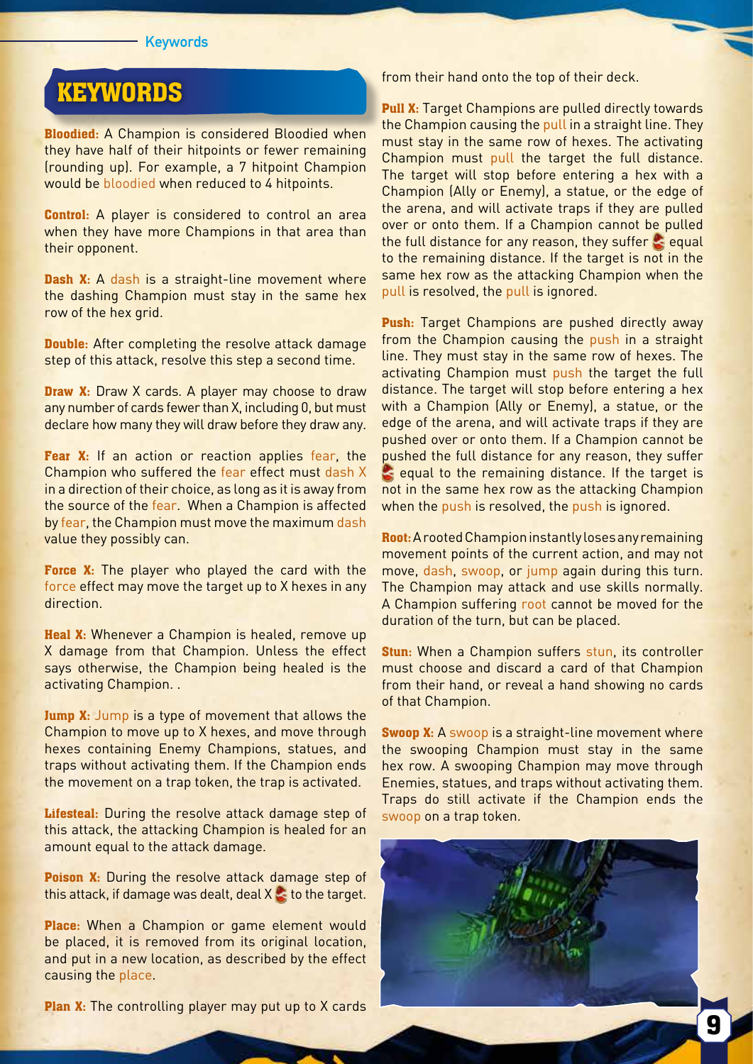# KEYWORDS

**Bloodied:** A Champion is considered Bloodied when they have half of their hitpoints or fewer remaining (rounding up). For example, a 7 hitpoint Champion would be bloodied when reduced to 4 hitpoints.

**Control:** A player is considered to control an area when they have more Champions in that area than their opponent.

**Dash X:** A dash is a straight-line movement where the dashing Champion must stay in the same hex row of the hex grid.

**Double:** After completing the resolve attack damage step of this attack, resolve this step a second time.

**Draw X:** Draw X cards. A player may choose to draw any number of cards fewer than X, including 0, but must declare how many they will draw before they draw any.

**Fear X:** If an action or reaction applies fear, the Champion who suffered the fear effect must dash X in a direction of their choice, as long as it is away from the source of the fear. When a Champion is affected by fear, the Champion must move the maximum dash value they possibly can.

**Force X:** The player who played the card with the force effect may move the target up to X hexes in any direction.

**Heal X:** Whenever a Champion is healed, remove up X damage from that Champion. Unless the effect says otherwise, the Champion being healed is the activating Champion. .

**Jump X:** Jump is a type of movement that allows the Champion to move up to X hexes, and move through hexes containing Enemy Champions, statues, and traps without activating them. If the Champion ends the movement on a trap token, the trap is activated.

**Lifesteal:** During the resolve attack damage step of this attack, the attacking Champion is healed for an amount equal to the attack damage.

**Poison X:** During the resolve attack damage step of this attack, if damage was dealt, deal X damage to the target.

**Place:** When a Champion or game element would be placed, it is removed from its original location, and put in a new location, as described by the effect causing the place.

**Plan X:** The controlling player may put up to X cards from their hand onto the top of their deck.

**Pull X:** Target Champions are pulled directly towards the Champion causing the pull in a straight line. They must stay in the same row of hexes. The activating Champion must pull the target the full distance. The target will stop before entering a hex with a Champion (Ally or Enemy), a statue, or the edge of the arena, and will activate traps if they are pulled over or onto them. If a Champion cannot be pulled the full distance for any reason, they suffer damage equal to the remaining distance. If the target is not in the same hex row as the attacking Champion when the pull is resolved, the pull is ignored.

**Push:** Target Champions are pushed directly away from the Champion causing the push in a straight line. They must stay in the same row of hexes. The activating Champion must push the target the full distance. The target will stop before entering a hex with a Champion (Ally or Enemy), a statue, or the edge of the arena, and will activate traps if they are pushed over or onto them. If a Champion cannot be pushed the full distance for any reason, they suffer damage equal to the remaining distance. If the target is not in the same hex row as the attacking Champion when the push is resolved, the push is ignored.

**Root:** A rooted Champion instantly loses any remaining movement points of the current action, and may not move, dash, swoop, or jump again during this turn. The Champion may attack and use skills normally. A Champion suffering root cannot be moved for the duration of the turn, but can be placed.

**Stun:** When a Champion suffers stun, its controller must choose and discard a card of that Champion from their hand, or reveal a hand showing no cards of that Champion.

**Swoop X:** A swoop is a straight-line movement where the swooping Champion must stay in the same hex row. A swooping Champion may move through Enemies, statues, and traps without activating them. Traps do still activate if the Champion ends the swoop on a trap token.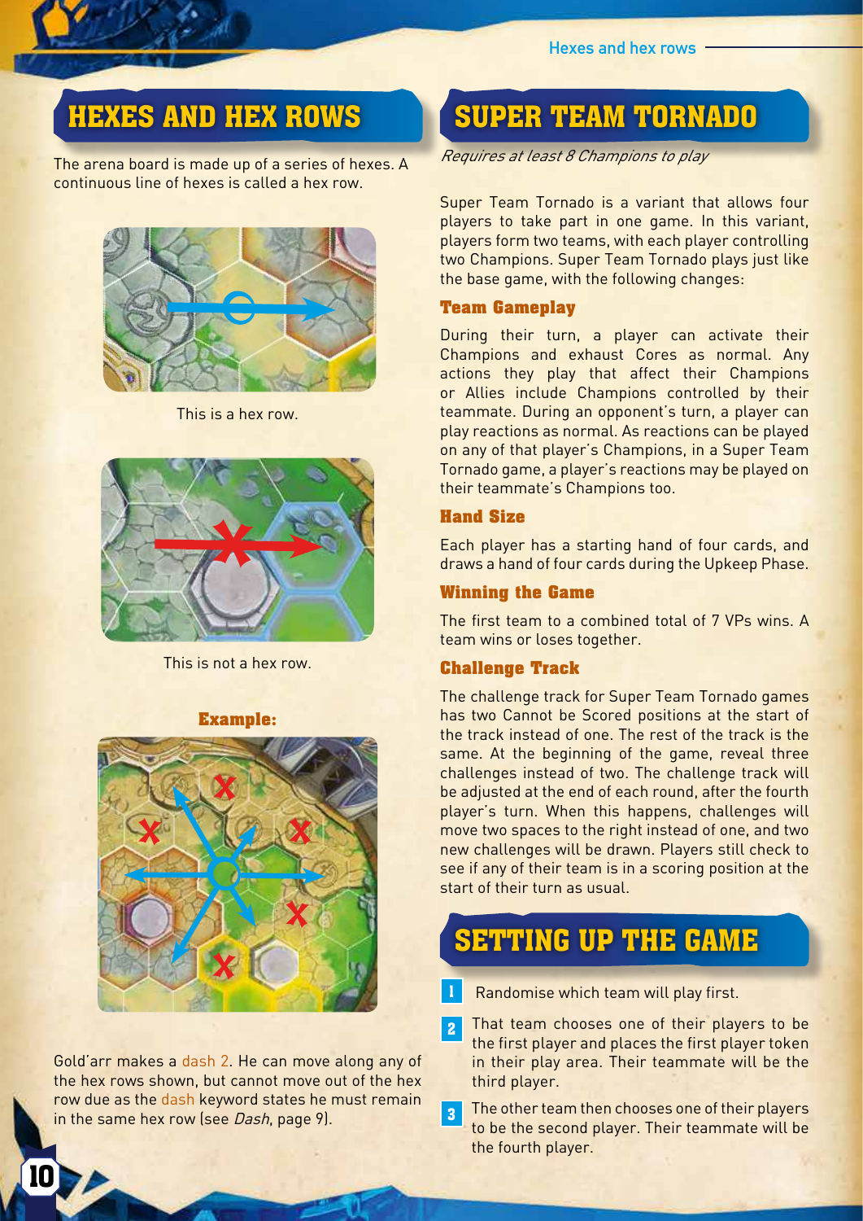## HEXES AND HEX ROWS

The arena board is made up of a series of hexes. A continuous line of hexes is called a hex row.

This is a hex row.

This is not a hex row.

**Example:**

Gold'arr makes a dash 2. He can move along any of the hex rows shown, but cannot move out of the hex row due as the dash keyword states he must remain in the same hex row (see *Dash*, page 9).

## SUPER TEAM TORNADO

*Requires at least 8 Champions to play*

Super Team Tornado is a variant that allows four players to take part in one game. In this variant, players form two teams, with each player controlling two Champions. Super Team Tornado plays just like the base game, with the following changes:

### Team Gameplay

During their turn, a player can activate their Champions and exhaust Cores as normal. Any actions they play that affect their Champions or Allies include Champions controlled by their teammate. During an opponent's turn, a player can play reactions as normal. As reactions can be played on any of that player's Champions, in a Super Team Tornado game, a player's reactions may be played on their teammate's Champions too.

### Hand Size

Each player has a starting hand of four cards, and draws a hand of four cards during the Upkeep Phase.

### Winning the Game

The first team to a combined total of 7 VPs wins. A team wins or loses together.

### Challenge Track

The challenge track for Super Team Tornado games has two Cannot be Scored positions at the start of the track instead of one. The rest of the track is the same. At the beginning of the game, reveal three challenges instead of two. The challenge track will be adjusted at the end of each round, after the fourth player's turn. When this happens, challenges will move two spaces to the right instead of one, and two new challenges will be drawn. Players still check to see if any of their team is in a scoring position at the start of their turn as usual.

## SETTING UP THE GAME

1. Randomise which team will play first.
2. That team chooses one of their players to be the first player and places the first player token in their play area. Their teammate will be the third player.
3. The other team then chooses one of their players to be the second player. Their teammate will be the fourth player.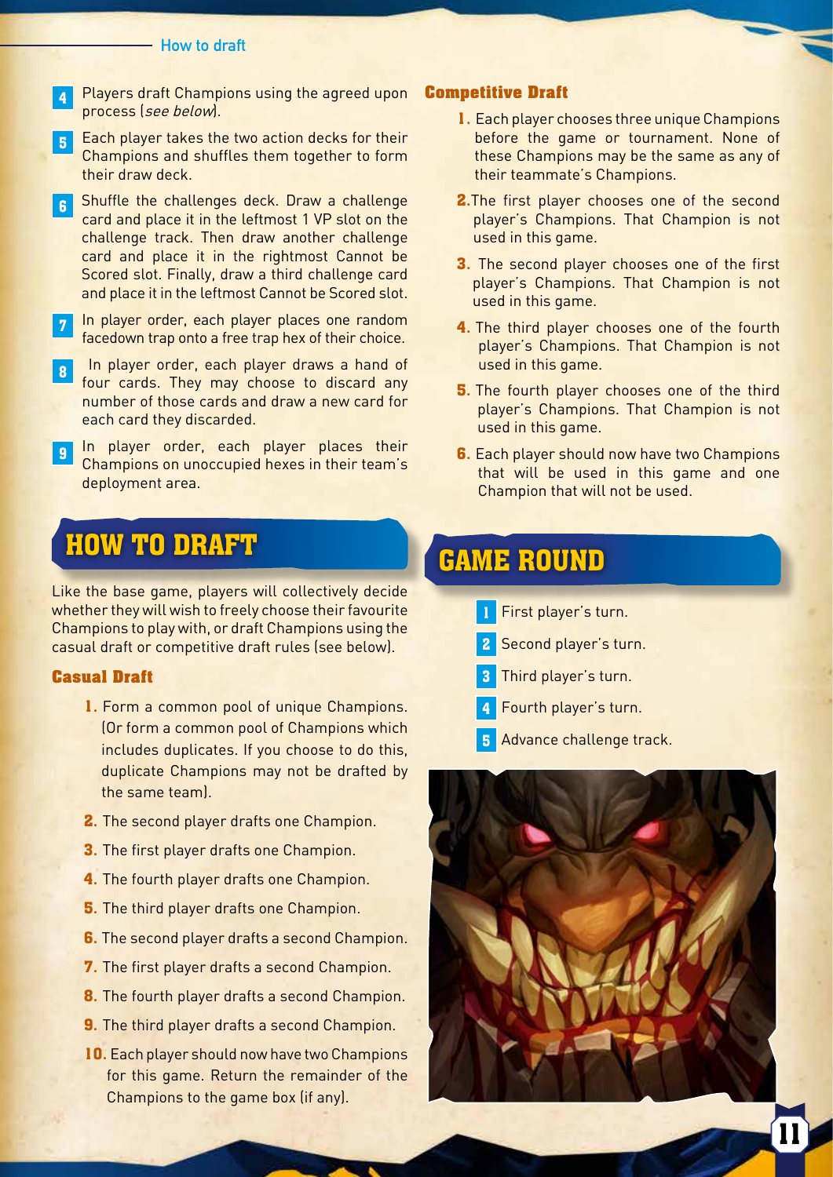4. Players draft Champions using the agreed upon process (*see below*).
5. Each player takes the two action decks for their Champions and shuffles them together to form their draw deck.
6. Shuffle the challenges deck. Draw a challenge card and place it in the leftmost 1 VP slot on the challenge track. Then draw another challenge card and place it in the rightmost Cannot be Scored slot. Finally, draw a third challenge card and place it in the leftmost Cannot be Scored slot.
7. In player order, each player places one random facedown trap onto a free trap hex of their choice.
8. In player order, each player draws a hand of four cards. They may choose to discard any number of those cards and draw a new card for each card they discarded.
9. In player order, each player places their Champions on unoccupied hexes in their team's deployment area.

## HOW TO DRAFT

Like the base game, players will collectively decide whether they will wish to freely choose their favourite Champions to play with, or draft Champions using the casual draft or competitive draft rules (see below).

### Casual Draft

1. Form a common pool of unique Champions. (Or form a common pool of Champions which includes duplicates. If you choose to do this, duplicate Champions may not be drafted by the same team).
2. The second player drafts one Champion.
3. The first player drafts one Champion.
4. The fourth player drafts one Champion.
5. The third player drafts one Champion.
6. The second player drafts a second Champion.
7. The first player drafts a second Champion.
8. The fourth player drafts a second Champion.
9. The third player drafts a second Champion.
10. Each player should now have two Champions for this game. Return the remainder of the Champions to the game box (if any).

### Competitive Draft

1. Each player chooses three unique Champions before the game or tournament. None of these Champions may be the same as any of their teammate's Champions.
2. The first player chooses one of the second player's Champions. That Champion is not used in this game.
3. The second player chooses one of the first player's Champions. That Champion is not used in this game.
4. The third player chooses one of the fourth player's Champions. That Champion is not used in this game.
5. The fourth player chooses one of the third player's Champions. That Champion is not used in this game.
6. Each player should now have two Champions that will be used in this game and one Champion that will not be used.

## GAME ROUND

1. First player's turn.
2. Second player's turn.
3. Third player's turn.
4. Fourth player's turn.
5. Advance challenge track.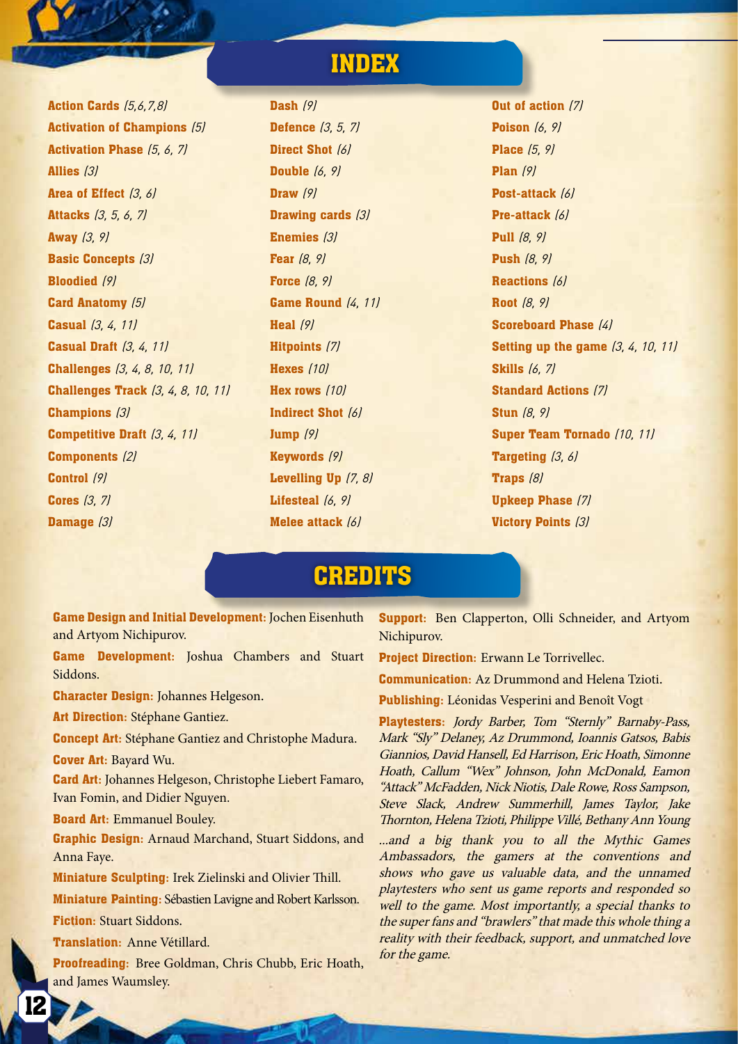## INDEX

**Action Cards** *(5,6,7,8)*
**Activation of Champions** *(5)*
**Activation Phase** *(5, 6, 7)*
**Allies** *(3)*
**Area of Effect** *(3, 6)*
**Attacks** *(3, 5, 6, 7)*
**Away** *(3, 9)*
**Basic Concepts** *(3)*
**Bloodied** *(9)*
**Card Anatomy** *(5)*
**Casual** *(3, 4, 11)*
**Casual Draft** *(3, 4, 11)*
**Challenges** *(3, 4, 8, 10, 11)*
**Challenges Track** *(3, 4, 8, 10, 11)*
**Champions** *(3)*
**Competitive Draft** *(3, 4, 11)*
**Components** *(2)*
**Control** *(9)*
**Cores** *(3, 7)*
**Damage** *(3)*
**Dash** *(9)*
**Defence** *(3, 5, 7)*
**Direct Shot** *(6)*
**Double** *(6, 9)*
**Draw** *(9)*
**Drawing cards** *(3)*
**Enemies** *(3)*
**Fear** *(8, 9)*
**Force** *(8, 9)*
**Game Round** *(4, 11)*
**Heal** *(9)*
**Hitpoints** *(7)*
**Hexes** *(10)*
**Hex rows** *(10)*
**Indirect Shot** *(6)*
**Jump** *(9)*
**Keywords** *(9)*
**Levelling Up** *(7, 8)*
**Lifesteal** *(6, 9)*
**Melee attack** *(6)*
**Out of action** *(7)*
**Poison** *(6, 9)*
**Place** *(5, 9)*
**Plan** *(9)*
**Post-attack** *(6)*
**Pre-attack** *(6)*
**Pull** *(8, 9)*
**Push** *(8, 9)*
**Reactions** *(6)*
**Root** *(8, 9)*
**Scoreboard Phase** *(4)*
**Setting up the game** *(3, 4, 10, 11)*
**Skills** *(6, 7)*
**Standard Actions** *(7)*
**Stun** *(8, 9)*
**Super Team Tornado** *(10, 11)*
**Targeting** *(3, 6)*
**Traps** *(8)*
**Upkeep Phase** *(7)*
**Victory Points** *(3)*

## CREDITS

**Game Design and Initial Development:** Jochen Eisenhuth and Artyom Nichipurov.

**Game Development:** Joshua Chambers and Stuart Siddons.

**Character Design:** Johannes Helgeson.

**Art Direction:** Stéphane Gantiez.

**Concept Art:** Stéphane Gantiez and Christophe Madura.

**Cover Art:** Bayard Wu.

**Card Art:** Johannes Helgeson, Christophe Liebert Famaro, Ivan Fomin, and Didier Nguyen.

**Board Art:** Emmanuel Bouley.

**Graphic Design:** Arnaud Marchand, Stuart Siddons, and Anna Faye.

**Miniature Sculpting:** Irek Zielinski and Olivier Thill.

**Miniature Painting:** Sébastien Lavigne and Robert Karlsson.

**Fiction:** Stuart Siddons.

**Translation:** Anne Vétillard.

**Proofreading:** Bree Goldman, Chris Chubb, Eric Hoath, and James Waumsley.

**Support:** Ben Clapperton, Olli Schneider, and Artyom Nichipurov.

**Project Direction:** Erwann Le Torrivellec.

**Communication:** Az Drummond and Helena Tzioti.

**Publishing:** Léonidas Vesperini and Benoît Vogt

**Playtesters:** *Jordy Barber, Tom "Sternly" Barnaby-Pass, Mark "Sly" Delaney, Az Drummond, Ioannis Gatsos, Babis Giannios, David Hansell, Ed Harrison, Eric Hoath, Simonne Hoath, Callum "Wex" Johnson, John McDonald, Eamon "Attack" McFadden, Nick Niotis, Dale Rowe, Ross Sampson, Steve Slack, Andrew Summerhill, James Taylor, Jake Thornton, Helena Tzioti, Philippe Villé, Bethany Ann Young*

*...and a big thank you to all the Mythic Games Ambassadors, the gamers at the conventions and shows who gave us valuable data, and the unnamed playtesters who sent us game reports and responded so well to the game. Most importantly, a special thanks to the super fans and "brawlers" that made this whole thing a reality with their feedback, support, and unmatched love for the game.*